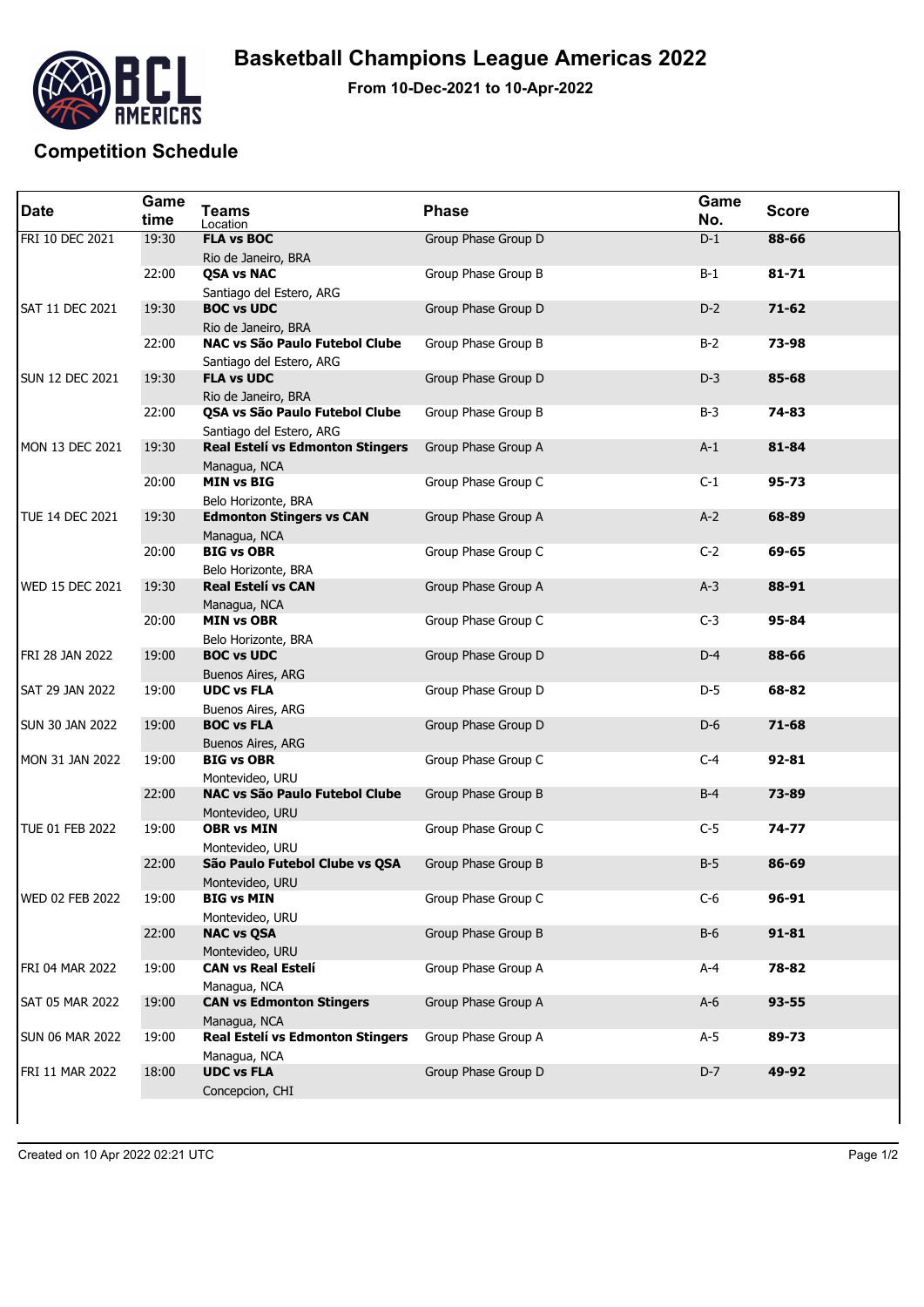# Basketball Champions League Americas 2022

**From 10-Dec-2021 to 10-Apr-2022**

## Competition Schedule

| Date | Game time | Teams<br>Location | Phase | Game No. | Score |
|---|---|---|---|---|---|
| FRI 10 DEC 2021 | 19:30 | **FLA vs BOC**<br>Rio de Janeiro, BRA | Group Phase Group D | D-1 | **88-66** |
| | 22:00 | **QSA vs NAC**<br>Santiago del Estero, ARG | Group Phase Group B | B-1 | **81-71** |
| SAT 11 DEC 2021 | 19:30 | **BOC vs UDC**<br>Rio de Janeiro, BRA | Group Phase Group D | D-2 | **71-62** |
| | 22:00 | **NAC vs São Paulo Futebol Clube**<br>Santiago del Estero, ARG | Group Phase Group B | B-2 | **73-98** |
| SUN 12 DEC 2021 | 19:30 | **FLA vs UDC**<br>Rio de Janeiro, BRA | Group Phase Group D | D-3 | **85-68** |
| | 22:00 | **QSA vs São Paulo Futebol Clube**<br>Santiago del Estero, ARG | Group Phase Group B | B-3 | **74-83** |
| MON 13 DEC 2021 | 19:30 | **Real Estelí vs Edmonton Stingers**<br>Managua, NCA | Group Phase Group A | A-1 | **81-84** |
| | 20:00 | **MIN vs BIG**<br>Belo Horizonte, BRA | Group Phase Group C | C-1 | **95-73** |
| TUE 14 DEC 2021 | 19:30 | **Edmonton Stingers vs CAN**<br>Managua, NCA | Group Phase Group A | A-2 | **68-89** |
| | 20:00 | **BIG vs OBR**<br>Belo Horizonte, BRA | Group Phase Group C | C-2 | **69-65** |
| WED 15 DEC 2021 | 19:30 | **Real Estelí vs CAN**<br>Managua, NCA | Group Phase Group A | A-3 | **88-91** |
| | 20:00 | **MIN vs OBR**<br>Belo Horizonte, BRA | Group Phase Group C | C-3 | **95-84** |
| FRI 28 JAN 2022 | 19:00 | **BOC vs UDC**<br>Buenos Aires, ARG | Group Phase Group D | D-4 | **88-66** |
| SAT 29 JAN 2022 | 19:00 | **UDC vs FLA**<br>Buenos Aires, ARG | Group Phase Group D | D-5 | **68-82** |
| SUN 30 JAN 2022 | 19:00 | **BOC vs FLA**<br>Buenos Aires, ARG | Group Phase Group D | D-6 | **71-68** |
| MON 31 JAN 2022 | 19:00 | **BIG vs OBR**<br>Montevideo, URU | Group Phase Group C | C-4 | **92-81** |
| | 22:00 | **NAC vs São Paulo Futebol Clube**<br>Montevideo, URU | Group Phase Group B | B-4 | **73-89** |
| TUE 01 FEB 2022 | 19:00 | **OBR vs MIN**<br>Montevideo, URU | Group Phase Group C | C-5 | **74-77** |
| | 22:00 | **São Paulo Futebol Clube vs QSA**<br>Montevideo, URU | Group Phase Group B | B-5 | **86-69** |
| WED 02 FEB 2022 | 19:00 | **BIG vs MIN**<br>Montevideo, URU | Group Phase Group C | C-6 | **96-91** |
| | 22:00 | **NAC vs QSA**<br>Montevideo, URU | Group Phase Group B | B-6 | **91-81** |
| FRI 04 MAR 2022 | 19:00 | **CAN vs Real Estelí**<br>Managua, NCA | Group Phase Group A | A-4 | **78-82** |
| SAT 05 MAR 2022 | 19:00 | **CAN vs Edmonton Stingers**<br>Managua, NCA | Group Phase Group A | A-6 | **93-55** |
| SUN 06 MAR 2022 | 19:00 | **Real Estelí vs Edmonton Stingers**<br>Managua, NCA | Group Phase Group A | A-5 | **89-73** |
| FRI 11 MAR 2022 | 18:00 | **UDC vs FLA**<br>Concepcion, CHI | Group Phase Group D | D-7 | **49-92** |

Created on 10 Apr 2022 02:21 UTC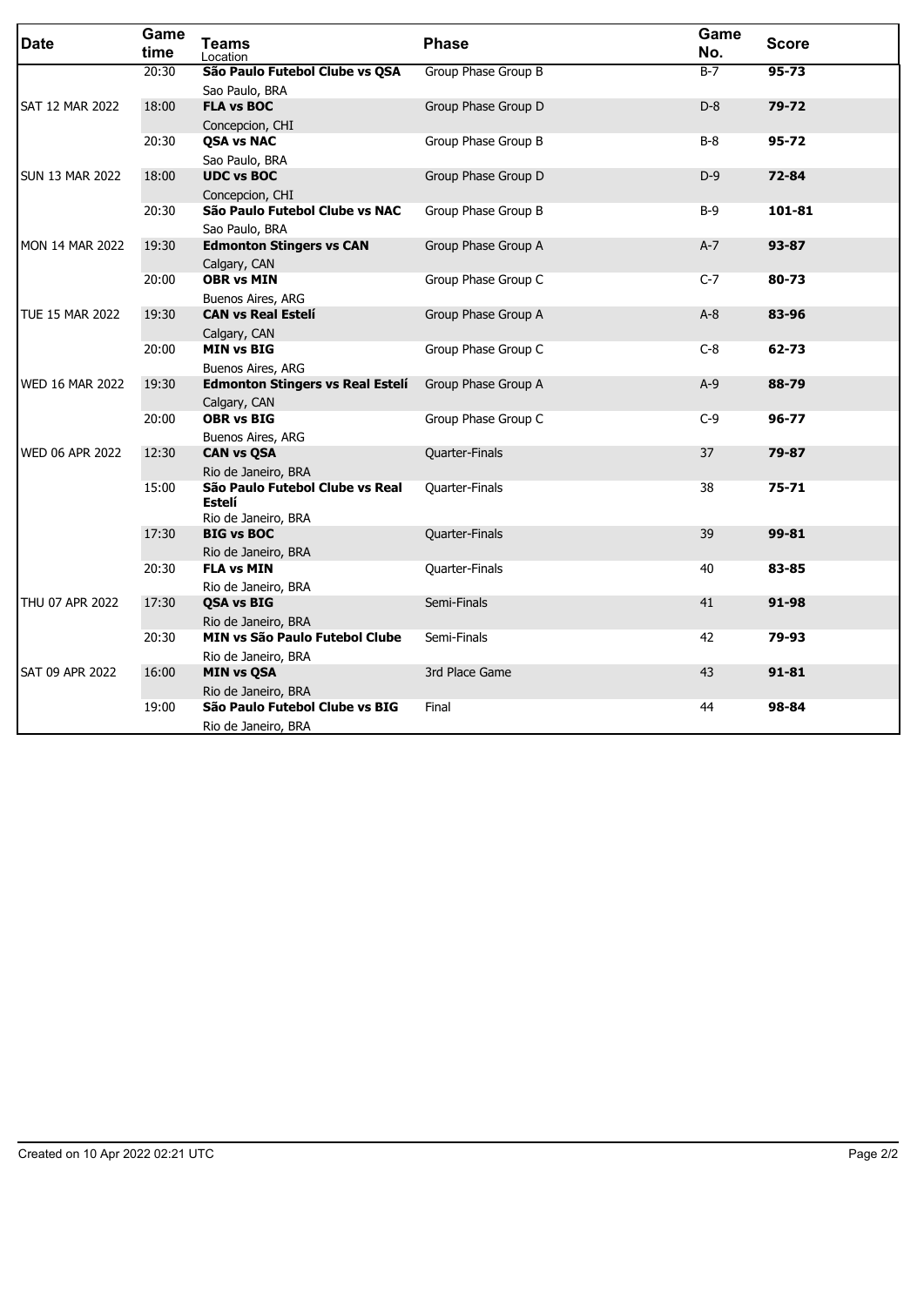| Date | Game time | Teams<br>Location | Phase | Game No. | Score |
|---|---|---|---|---|---|
| | 20:30 | **São Paulo Futebol Clube vs QSA**<br>Sao Paulo, BRA | Group Phase Group B | B-7 | **95-73** |
| SAT 12 MAR 2022 | 18:00 | **FLA vs BOC**<br>Concepcion, CHI | Group Phase Group D | D-8 | **79-72** |
| | 20:30 | **QSA vs NAC**<br>Sao Paulo, BRA | Group Phase Group B | B-8 | **95-72** |
| SUN 13 MAR 2022 | 18:00 | **UDC vs BOC**<br>Concepcion, CHI | Group Phase Group D | D-9 | **72-84** |
| | 20:30 | **São Paulo Futebol Clube vs NAC**<br>Sao Paulo, BRA | Group Phase Group B | B-9 | **101-81** |
| MON 14 MAR 2022 | 19:30 | **Edmonton Stingers vs CAN**<br>Calgary, CAN | Group Phase Group A | A-7 | **93-87** |
| | 20:00 | **OBR vs MIN**<br>Buenos Aires, ARG | Group Phase Group C | C-7 | **80-73** |
| TUE 15 MAR 2022 | 19:30 | **CAN vs Real Estelí**<br>Calgary, CAN | Group Phase Group A | A-8 | **83-96** |
| | 20:00 | **MIN vs BIG**<br>Buenos Aires, ARG | Group Phase Group C | C-8 | **62-73** |
| WED 16 MAR 2022 | 19:30 | **Edmonton Stingers vs Real Estelí**<br>Calgary, CAN | Group Phase Group A | A-9 | **88-79** |
| | 20:00 | **OBR vs BIG**<br>Buenos Aires, ARG | Group Phase Group C | C-9 | **96-77** |
| WED 06 APR 2022 | 12:30 | **CAN vs QSA**<br>Rio de Janeiro, BRA | Quarter-Finals | 37 | **79-87** |
| | 15:00 | **São Paulo Futebol Clube vs Real Estelí**<br>Rio de Janeiro, BRA | Quarter-Finals | 38 | **75-71** |
| | 17:30 | **BIG vs BOC**<br>Rio de Janeiro, BRA | Quarter-Finals | 39 | **99-81** |
| | 20:30 | **FLA vs MIN**<br>Rio de Janeiro, BRA | Quarter-Finals | 40 | **83-85** |
| THU 07 APR 2022 | 17:30 | **QSA vs BIG**<br>Rio de Janeiro, BRA | Semi-Finals | 41 | **91-98** |
| | 20:30 | **MIN vs São Paulo Futebol Clube**<br>Rio de Janeiro, BRA | Semi-Finals | 42 | **79-93** |
| SAT 09 APR 2022 | 16:00 | **MIN vs QSA**<br>Rio de Janeiro, BRA | 3rd Place Game | 43 | **91-81** |
| | 19:00 | **São Paulo Futebol Clube vs BIG**<br>Rio de Janeiro, BRA | Final | 44 | **98-84** |

Created on 10 Apr 2022 02:21 UTC